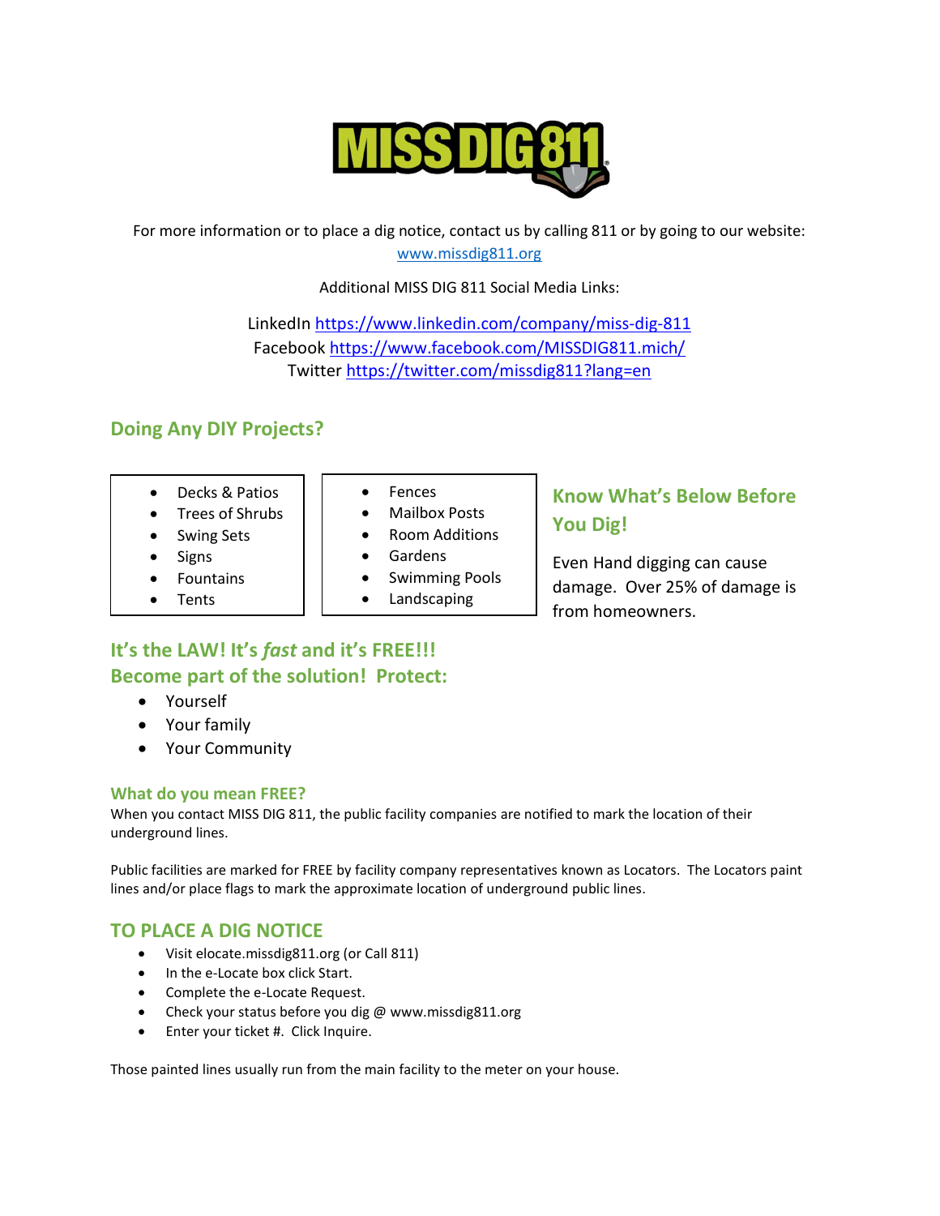MISS DIG 811

For more information or to place a dig notice, contact us by calling 811 or by going to our website: www.missdig811.org

Additional MISS DIG 811 Social Media Links:

LinkedIn https://www.linkedin.com/company/miss-dig-811
Facebook https://www.facebook.com/MISSDIG811.mich/
Twitter https://twitter.com/missdig811?lang=en

## Doing Any DIY Projects?

- Decks & Patios
- Trees of Shrubs
- Swing Sets
- Signs
- Fountains
- Tents

- Fences
- Mailbox Posts
- Room Additions
- Gardens
- Swimming Pools
- Landscaping

## Know What's Below Before You Dig!

Even Hand digging can cause damage. Over 25% of damage is from homeowners.

## It's the LAW! It's *fast* and it's FREE!!!
## Become part of the solution! Protect:

- Yourself
- Your family
- Your Community

### What do you mean FREE?

When you contact MISS DIG 811, the public facility companies are notified to mark the location of their underground lines.

Public facilities are marked for FREE by facility company representatives known as Locators. The Locators paint lines and/or place flags to mark the approximate location of underground public lines.

## TO PLACE A DIG NOTICE

- Visit elocate.missdig811.org (or Call 811)
- In the e-Locate box click Start.
- Complete the e-Locate Request.
- Check your status before you dig @ www.missdig811.org
- Enter your ticket #. Click Inquire.

Those painted lines usually run from the main facility to the meter on your house.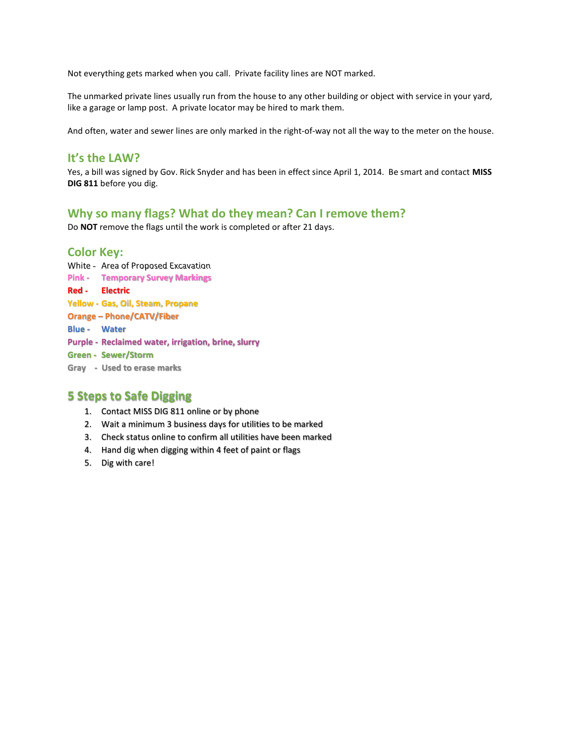Not everything gets marked when you call. Private facility lines are NOT marked.

The unmarked private lines usually run from the house to any other building or object with service in your yard, like a garage or lamp post. A private locator may be hired to mark them.

And often, water and sewer lines are only marked in the right-of-way not all the way to the meter on the house.

## It's the LAW?

Yes, a bill was signed by Gov. Rick Snyder and has been in effect since April 1, 2014. Be smart and contact **MISS DIG 811** before you dig.

## Why so many flags? What do they mean? Can I remove them?

Do **NOT** remove the flags until the work is completed or after 21 days.

## Color Key:

White - Area of Proposed Excavation
Pink - Temporary Survey Markings
Red - Electric
Yellow - Gas, Oil, Steam, Propane
Orange – Phone/CATV/Fiber
Blue - Water
Purple - Reclaimed water, irrigation, brine, slurry
Green - Sewer/Storm
Gray - Used to erase marks

## 5 Steps to Safe Digging

1. Contact MISS DIG 811 online or by phone
2. Wait a minimum 3 business days for utilities to be marked
3. Check status online to confirm all utilities have been marked
4. Hand dig when digging within 4 feet of paint or flags
5. Dig with care!